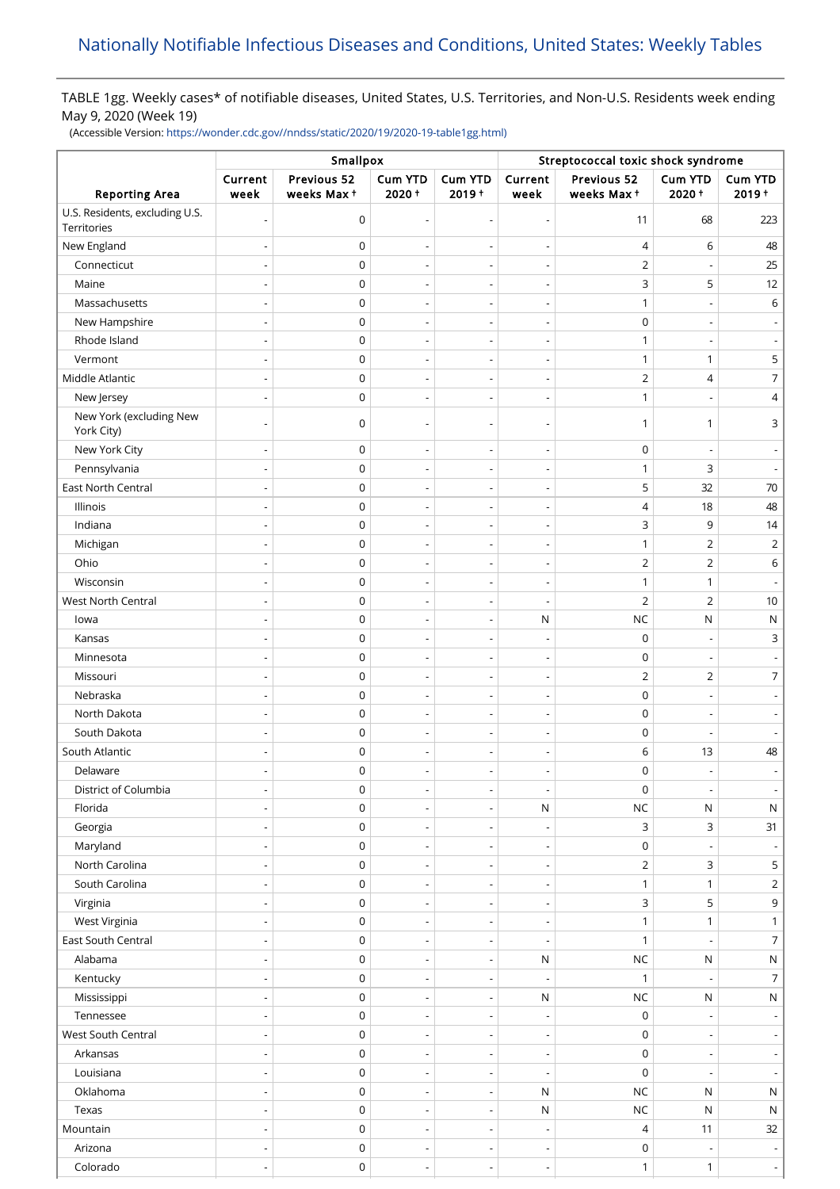# Nationally Notifiable Infectious Diseases and Conditions, United States: Weekly Tables

TABLE 1gg. Weekly cases* of notifiable diseases, United States, U.S. Territories, and Non-U.S. Residents week ending May 9, 2020 (Week 19)

(Accessible Version: https://wonder.cdc.gov//nndss/static/2020/19/2020-19-table1gg.html)

| Reporting Area | Smallpox | | | | Streptococcal toxic shock syndrome | | | |
|---|---|---|---|---|---|---|---|---|
| | Current week | Previous 52 weeks Max † | Cum YTD 2020 † | Cum YTD 2019 † | Current week | Previous 52 weeks Max † | Cum YTD 2020 † | Cum YTD 2019 † |
| U.S. Residents, excluding U.S. Territories | - | 0 | - | - | - | 11 | 68 | 223 |
| New England | - | 0 | - | - | - | 4 | 6 | 48 |
| Connecticut | - | 0 | - | - | - | 2 | - | 25 |
| Maine | - | 0 | - | - | - | 3 | 5 | 12 |
| Massachusetts | - | 0 | - | - | - | 1 | - | 6 |
| New Hampshire | - | 0 | - | - | - | 0 | - | - |
| Rhode Island | - | 0 | - | - | - | 1 | - | - |
| Vermont | - | 0 | - | - | - | 1 | 1 | 5 |
| Middle Atlantic | - | 0 | - | - | - | 2 | 4 | 7 |
| New Jersey | - | 0 | - | - | - | 1 | - | 4 |
| New York (excluding New York City) | - | 0 | - | - | - | 1 | 1 | 3 |
| New York City | - | 0 | - | - | - | 0 | - | - |
| Pennsylvania | - | 0 | - | - | - | 1 | 3 | - |
| East North Central | - | 0 | - | - | - | 5 | 32 | 70 |
| Illinois | - | 0 | - | - | - | 4 | 18 | 48 |
| Indiana | - | 0 | - | - | - | 3 | 9 | 14 |
| Michigan | - | 0 | - | - | - | 1 | 2 | 2 |
| Ohio | - | 0 | - | - | - | 2 | 2 | 6 |
| Wisconsin | - | 0 | - | - | - | 1 | 1 | - |
| West North Central | - | 0 | - | - | - | 2 | 2 | 10 |
| Iowa | - | 0 | - | - | N | NC | N | N |
| Kansas | - | 0 | - | - | - | 0 | - | 3 |
| Minnesota | - | 0 | - | - | - | 0 | - | - |
| Missouri | - | 0 | - | - | - | 2 | 2 | 7 |
| Nebraska | - | 0 | - | - | - | 0 | - | - |
| North Dakota | - | 0 | - | - | - | 0 | - | - |
| South Dakota | - | 0 | - | - | - | 0 | - | - |
| South Atlantic | - | 0 | - | - | - | 6 | 13 | 48 |
| Delaware | - | 0 | - | - | - | 0 | - | - |
| District of Columbia | - | 0 | - | - | - | 0 | - | - |
| Florida | - | 0 | - | - | N | NC | N | N |
| Georgia | - | 0 | - | - | - | 3 | 3 | 31 |
| Maryland | - | 0 | - | - | - | 0 | - | - |
| North Carolina | - | 0 | - | - | - | 2 | 3 | 5 |
| South Carolina | - | 0 | - | - | - | 1 | 1 | 2 |
| Virginia | - | 0 | - | - | - | 3 | 5 | 9 |
| West Virginia | - | 0 | - | - | - | 1 | 1 | 1 |
| East South Central | - | 0 | - | - | - | 1 | - | 7 |
| Alabama | - | 0 | - | - | N | NC | N | N |
| Kentucky | - | 0 | - | - | - | 1 | - | 7 |
| Mississippi | - | 0 | - | - | N | NC | N | N |
| Tennessee | - | 0 | - | - | - | 0 | - | - |
| West South Central | - | 0 | - | - | - | 0 | - | - |
| Arkansas | - | 0 | - | - | - | 0 | - | - |
| Louisiana | - | 0 | - | - | - | 0 | - | - |
| Oklahoma | - | 0 | - | - | N | NC | N | N |
| Texas | - | 0 | - | - | N | NC | N | N |
| Mountain | - | 0 | - | - | - | 4 | 11 | 32 |
| Arizona | - | 0 | - | - | - | 0 | - | - |
| Colorado | - | 0 | - | - | - | 1 | 1 | - |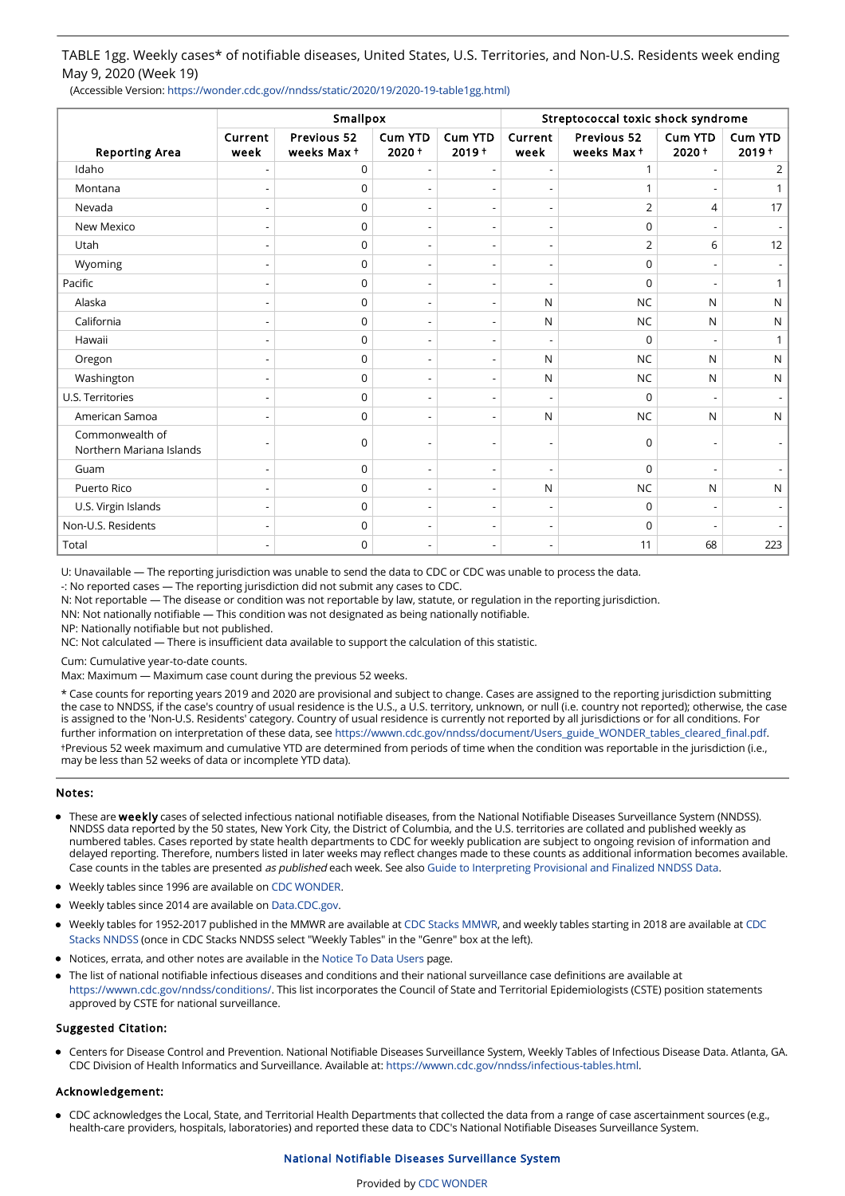TABLE 1gg. Weekly cases* of notifiable diseases, United States, U.S. Territories, and Non-U.S. Residents week ending May 9, 2020 (Week 19)

(Accessible Version: https://wonder.cdc.gov//nndss/static/2020/19/2020-19-table1gg.html)

| Reporting Area | Smallpox | | | | Streptococcal toxic shock syndrome | | | |
|---|---|---|---|---|---|---|---|---|
| | Current week | Previous 52 weeks Max † | Cum YTD 2020 † | Cum YTD 2019 † | Current week | Previous 52 weeks Max † | Cum YTD 2020 † | Cum YTD 2019 † |
| Idaho | - | 0 | - | - | - | 1 | - | 2 |
| Montana | - | 0 | - | - | - | 1 | - | 1 |
| Nevada | - | 0 | - | - | - | 2 | 4 | 17 |
| New Mexico | - | 0 | - | - | - | 0 | - | - |
| Utah | - | 0 | - | - | - | 2 | 6 | 12 |
| Wyoming | - | 0 | - | - | - | 0 | - | - |
| Pacific | - | 0 | - | - | - | 0 | - | 1 |
| Alaska | - | 0 | - | - | N | NC | N | N |
| California | - | 0 | - | - | N | NC | N | N |
| Hawaii | - | 0 | - | - | - | 0 | - | 1 |
| Oregon | - | 0 | - | - | N | NC | N | N |
| Washington | - | 0 | - | - | N | NC | N | N |
| U.S. Territories | - | 0 | - | - | - | 0 | - | - |
| American Samoa | - | 0 | - | - | N | NC | N | N |
| Commonwealth of Northern Mariana Islands | - | 0 | - | - | - | 0 | - | - |
| Guam | - | 0 | - | - | - | 0 | - | - |
| Puerto Rico | - | 0 | - | - | N | NC | N | N |
| U.S. Virgin Islands | - | 0 | - | - | - | 0 | - | - |
| Non-U.S. Residents | - | 0 | - | - | - | 0 | - | - |
| Total | - | 0 | - | - | - | 11 | 68 | 223 |

U: Unavailable — The reporting jurisdiction was unable to send the data to CDC or CDC was unable to process the data.

-: No reported cases — The reporting jurisdiction did not submit any cases to CDC.

N: Not reportable — The disease or condition was not reportable by law, statute, or regulation in the reporting jurisdiction.

NN: Not nationally notifiable — This condition was not designated as being nationally notifiable.

NP: Nationally notifiable but not published.

NC: Not calculated — There is insufficient data available to support the calculation of this statistic.

Cum: Cumulative year-to-date counts.

Max: Maximum — Maximum case count during the previous 52 weeks.

* Case counts for reporting years 2019 and 2020 are provisional and subject to change. Cases are assigned to the reporting jurisdiction submitting the case to NNDSS, if the case's country of usual residence is the U.S., a U.S. territory, unknown, or null (i.e. country not reported); otherwise, the case is assigned to the 'Non-U.S. Residents' category. Country of usual residence is currently not reported by all jurisdictions or for all conditions. For further information on interpretation of these data, see https://wwwn.cdc.gov/nndss/document/Users_guide_WONDER_tables_cleared_final.pdf.

†Previous 52 week maximum and cumulative YTD are determined from periods of time when the condition was reportable in the jurisdiction (i.e., may be less than 52 weeks of data or incomplete YTD data).

### Notes:

- These are **weekly** cases of selected infectious national notifiable diseases, from the National Notifiable Diseases Surveillance System (NNDSS). NNDSS data reported by the 50 states, New York City, the District of Columbia, and the U.S. territories are collated and published weekly as numbered tables. Cases reported by state health departments to CDC for weekly publication are subject to ongoing revision of information and delayed reporting. Therefore, numbers listed in later weeks may reflect changes made to these counts as additional information becomes available. Case counts in the tables are presented *as published* each week. See also Guide to Interpreting Provisional and Finalized NNDSS Data.
- Weekly tables since 1996 are available on CDC WONDER.
- Weekly tables since 2014 are available on Data.CDC.gov.
- Weekly tables for 1952-2017 published in the MMWR are available at CDC Stacks MMWR, and weekly tables starting in 2018 are available at CDC Stacks NNDSS (once in CDC Stacks NNDSS select "Weekly Tables" in the "Genre" box at the left).
- Notices, errata, and other notes are available in the Notice To Data Users page.
- The list of national notifiable infectious diseases and conditions and their national surveillance case definitions are available at https://wwwn.cdc.gov/nndss/conditions/. This list incorporates the Council of State and Territorial Epidemiologists (CSTE) position statements approved by CSTE for national surveillance.

### Suggested Citation:

- Centers for Disease Control and Prevention. National Notifiable Diseases Surveillance System, Weekly Tables of Infectious Disease Data. Atlanta, GA. CDC Division of Health Informatics and Surveillance. Available at: https://wwwn.cdc.gov/nndss/infectious-tables.html.

### Acknowledgement:

- CDC acknowledges the Local, State, and Territorial Health Departments that collected the data from a range of case ascertainment sources (e.g., health-care providers, hospitals, laboratories) and reported these data to CDC's National Notifiable Diseases Surveillance System.

National Notifiable Diseases Surveillance System

Provided by CDC WONDER